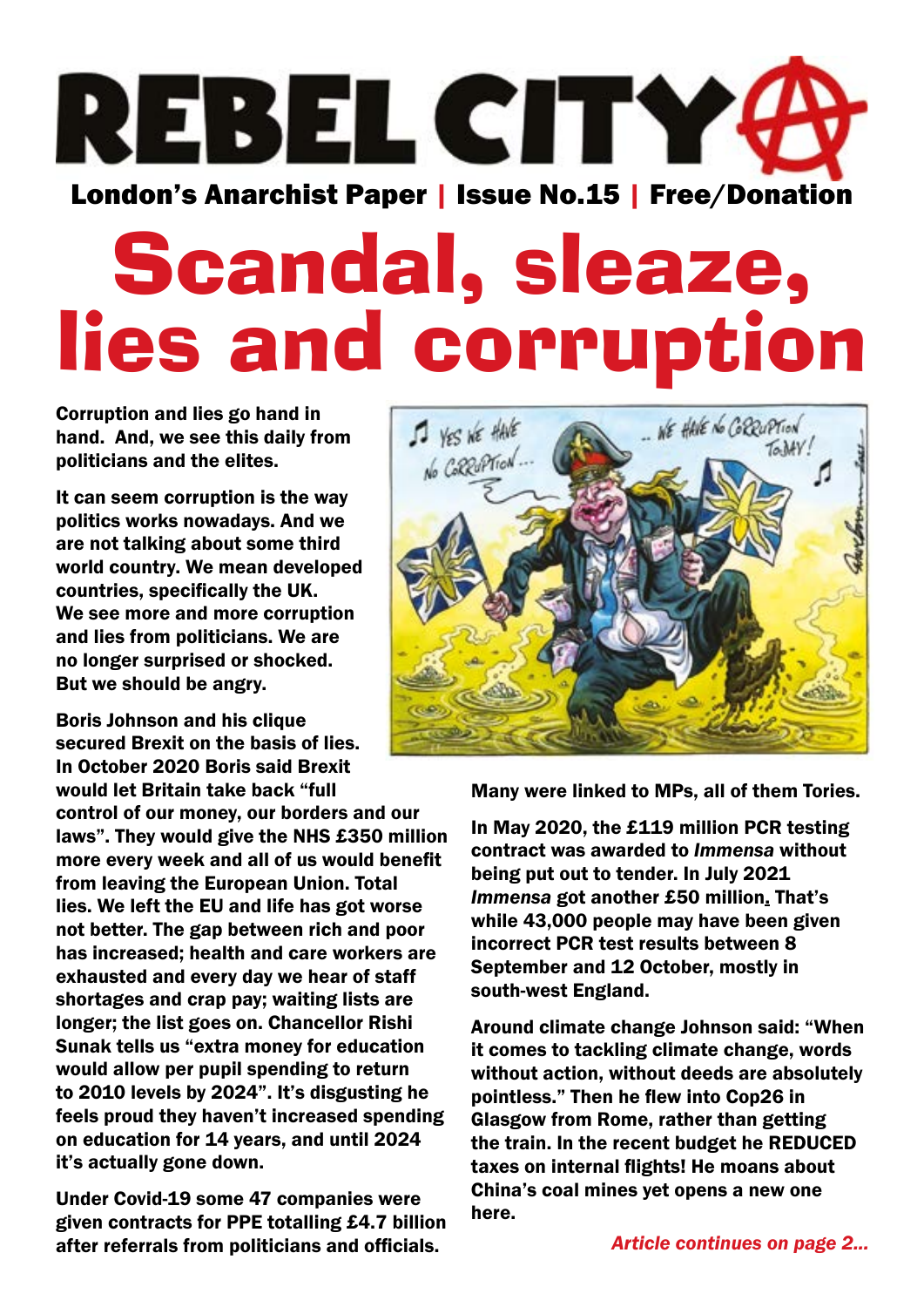# REBEL CITY

**London's Anarchist Paper | Issue No.15 | Free/Donation**

# Scandal, sleaze, lies and corruption

**Corruption and lies go hand in hand. And, we see this daily from politicians and the elites.**

**It can seem corruption is the way politics works nowadays. And we are not talking about some third world country. We mean developed countries, specifically the UK. We see more and more corruption and lies from politicians. We are no longer surprised or shocked. But we should be angry.**

**Boris Johnson and his clique secured Brexit on the basis of lies. In October 2020 Boris said Brexit would let Britain take back "full control of our money, our borders and our laws". They would give the NHS £350 million more every week and all of us would benefit from leaving the European Union. Total lies. We left the EU and life has got worse not better. The gap between rich and poor has increased; health and care workers are exhausted and every day we hear of staff shortages and crap pay; waiting lists are longer; the list goes on. Chancellor Rishi Sunak tells us "extra money for education would allow per pupil spending to return to 2010 levels by 2024". It's disgusting he feels proud they haven't increased spending on education for 14 years, and until 2024 it's actually gone down.**

**Under Covid-19 some 47 companies were given contracts for PPE totalling £4.7 billion after referrals from politicians and officials. Many were linked to MPs, all of them Tories.**

**In May 2020, the £119 million PCR testing contract was awarded to *Immensa* without being put out to tender. In July 2021 *Immensa* got another £50 million. That's while 43,000 people may have been given incorrect PCR test results between 8 September and 12 October, mostly in south-west England.**

**Around climate change Johnson said: "When it comes to tackling climate change, words without action, without deeds are absolutely pointless." Then he flew into Cop26 in Glasgow from Rome, rather than getting the train. In the recent budget he REDUCED taxes on internal flights! He moans about China's coal mines yet opens a new one here.**

*Article continues on page 2...*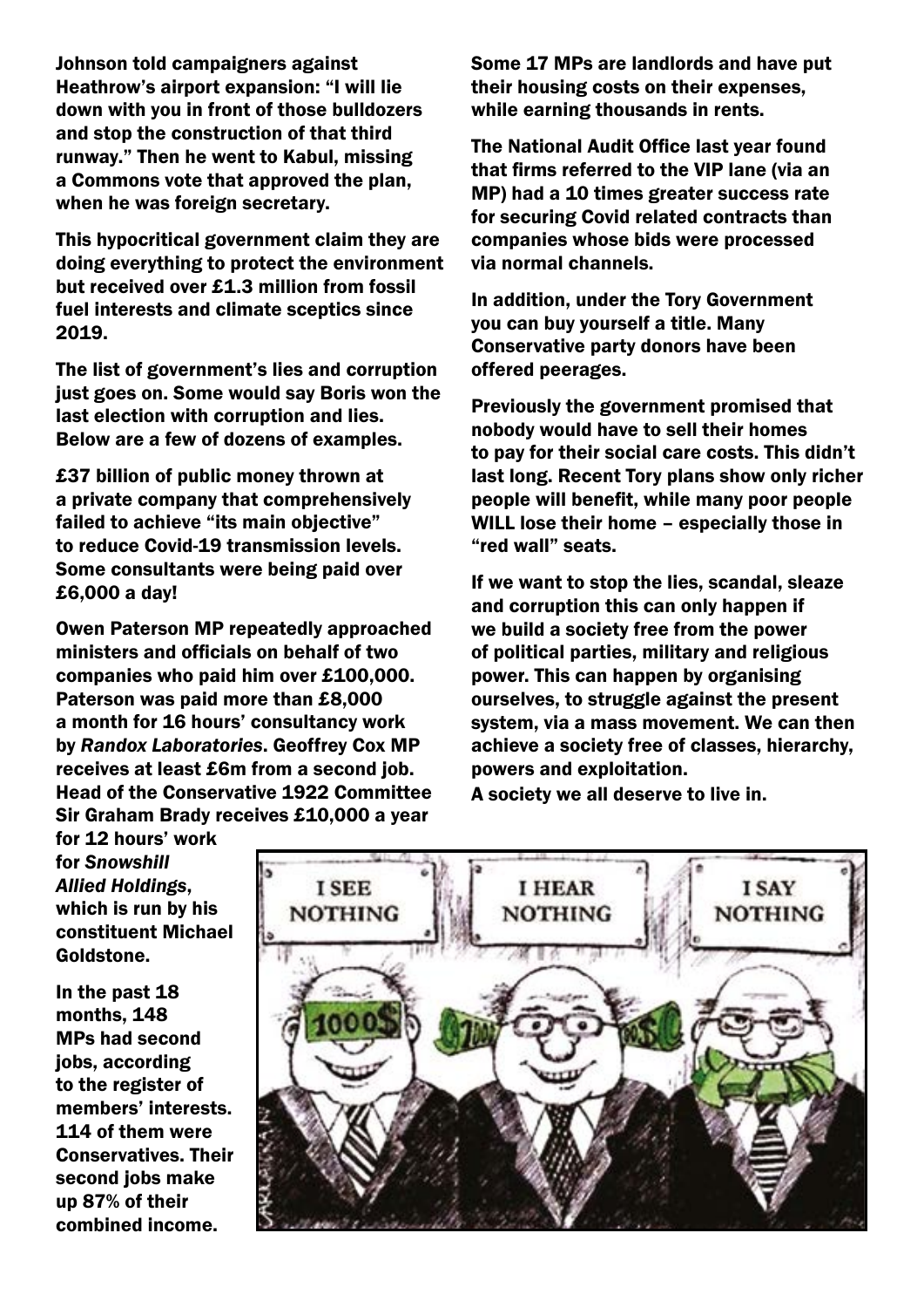**Johnson told campaigners against Heathrow's airport expansion: "I will lie down with you in front of those bulldozers and stop the construction of that third runway." Then he went to Kabul, missing a Commons vote that approved the plan, when he was foreign secretary.**

**This hypocritical government claim they are doing everything to protect the environment but received over £1.3 million from fossil fuel interests and climate sceptics since 2019.**

**The list of government's lies and corruption just goes on. Some would say Boris won the last election with corruption and lies. Below are a few of dozens of examples.**

**£37 billion of public money thrown at a private company that comprehensively failed to achieve "its main objective" to reduce Covid-19 transmission levels. Some consultants were being paid over £6,000 a day!**

**Owen Paterson MP repeatedly approached ministers and officials on behalf of two companies who paid him over £100,000. Paterson was paid more than £8,000 a month for 16 hours' consultancy work by *Randox Laboratories*. Geoffrey Cox MP receives at least £6m from a second job. Head of the Conservative 1922 Committee Sir Graham Brady receives £10,000 a year for 12 hours' work for *Snowshill Allied Holdings*, which is run by his constituent Michael Goldstone.**

**In the past 18 months, 148 MPs had second jobs, according to the register of members' interests. 114 of them were Conservatives. Their second jobs make up 87% of their combined income.**

**Some 17 MPs are landlords and have put their housing costs on their expenses, while earning thousands in rents.**

**The National Audit Office last year found that firms referred to the VIP lane (via an MP) had a 10 times greater success rate for securing Covid related contracts than companies whose bids were processed via normal channels.**

**In addition, under the Tory Government you can buy yourself a title. Many Conservative party donors have been offered peerages.**

**Previously the government promised that nobody would have to sell their homes to pay for their social care costs. This didn't last long. Recent Tory plans show only richer people will benefit, while many poor people WILL lose their home – especially those in "red wall" seats.**

**If we want to stop the lies, scandal, sleaze and corruption this can only happen if we build a society free from the power of political parties, military and religious power. This can happen by organising ourselves, to struggle against the present system, via a mass movement. We can then achieve a society free of classes, hierarchy, powers and exploitation.**

**A society we all deserve to live in.**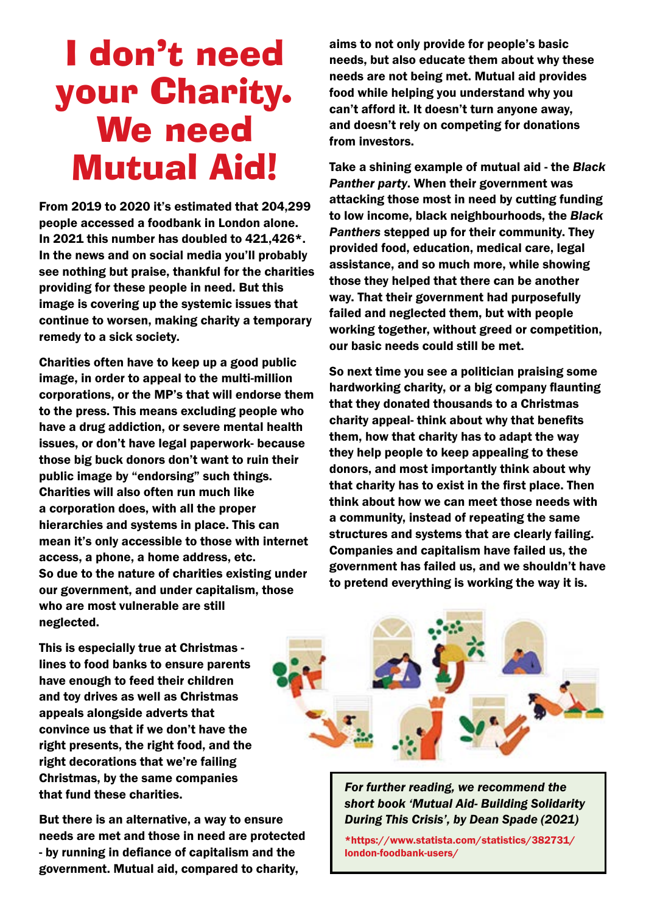# I don't need your Charity. We need Mutual Aid!

**From 2019 to 2020 it's estimated that 204,299 people accessed a foodbank in London alone. In 2021 this number has doubled to 421,426*. In the news and on social media you'll probably see nothing but praise, thankful for the charities providing for these people in need. But this image is covering up the systemic issues that continue to worsen, making charity a temporary remedy to a sick society.**

**Charities often have to keep up a good public image, in order to appeal to the multi-million corporations, or the MP's that will endorse them to the press. This means excluding people who have a drug addiction, or severe mental health issues, or don't have legal paperwork- because those big buck donors don't want to ruin their public image by "endorsing" such things. Charities will also often run much like a corporation does, with all the proper hierarchies and systems in place. This can mean it's only accessible to those with internet access, a phone, a home address, etc. So due to the nature of charities existing under our government, and under capitalism, those who are most vulnerable are still neglected.**

**This is especially true at Christmas - lines to food banks to ensure parents have enough to feed their children and toy drives as well as Christmas appeals alongside adverts that convince us that if we don't have the right presents, the right food, and the right decorations that we're failing Christmas, by the same companies that fund these charities.**

**But there is an alternative, a way to ensure needs are met and those in need are protected - by running in defiance of capitalism and the government. Mutual aid, compared to charity, aims to not only provide for people's basic needs, but also educate them about why these needs are not being met. Mutual aid provides food while helping you understand why you can't afford it. It doesn't turn anyone away, and doesn't rely on competing for donations from investors.**

**Take a shining example of mutual aid - the *Black Panther party*. When their government was attacking those most in need by cutting funding to low income, black neighbourhoods, the *Black Panthers* stepped up for their community. They provided food, education, medical care, legal assistance, and so much more, while showing those they helped that there can be another way. That their government had purposefully failed and neglected them, but with people working together, without greed or competition, our basic needs could still be met.**

**So next time you see a politician praising some hardworking charity, or a big company flaunting that they donated thousands to a Christmas charity appeal- think about why that benefits them, how that charity has to adapt the way they help people to keep appealing to these donors, and most importantly think about why that charity has to exist in the first place. Then think about how we can meet those needs with a community, instead of repeating the same structures and systems that are clearly failing. Companies and capitalism have failed us, the government has failed us, and we shouldn't have to pretend everything is working the way it is.**

*For further reading, we recommend the short book 'Mutual Aid- Building Solidarity During This Crisis', by Dean Spade (2021)*

*https://www.statista.com/statistics/382731/london-foodbank-users/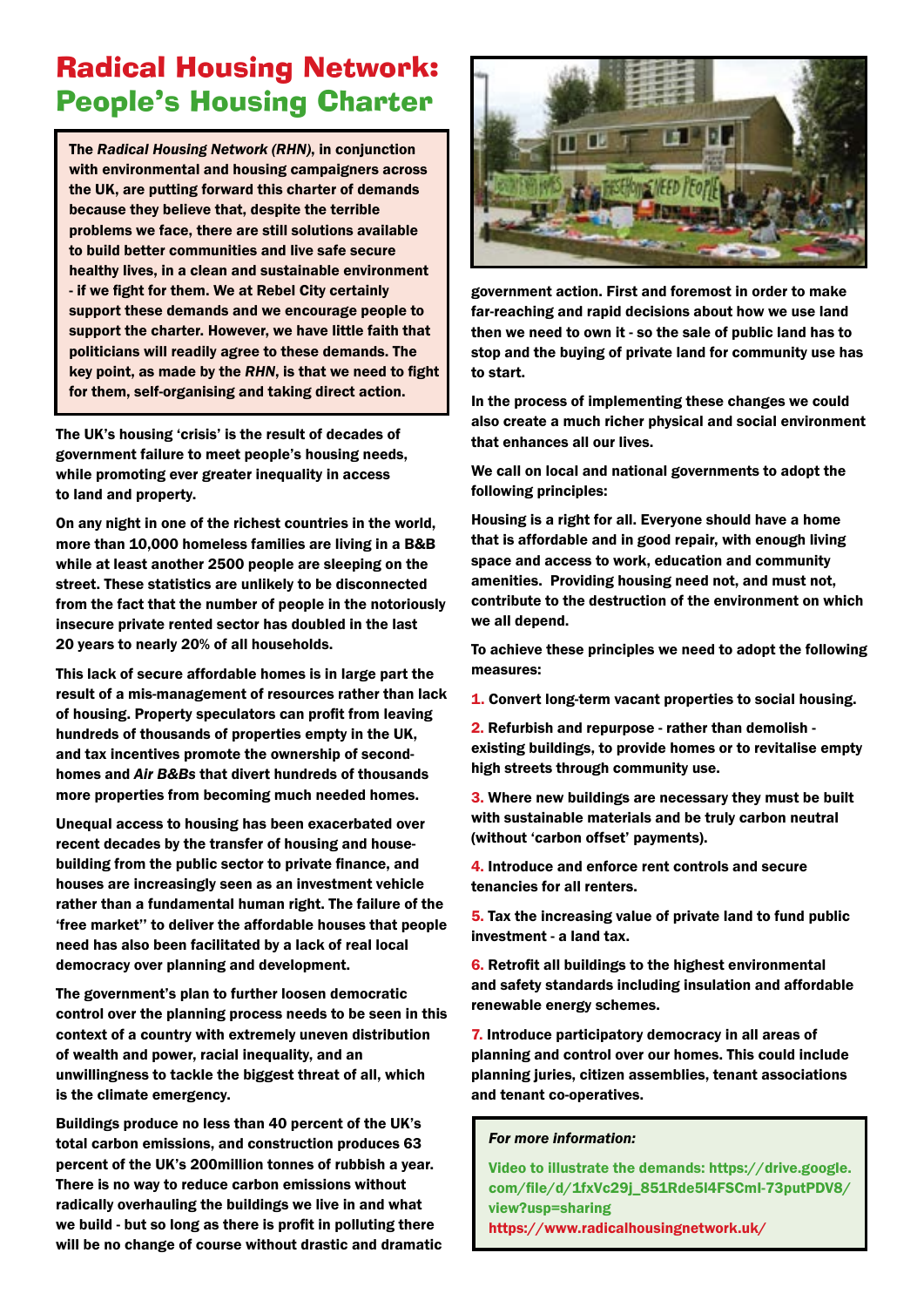# Radical Housing Network: People's Housing Charter

**The *Radical Housing Network (RHN)*, in conjunction with environmental and housing campaigners across the UK, are putting forward this charter of demands because they believe that, despite the terrible problems we face, there are still solutions available to build better communities and live safe secure healthy lives, in a clean and sustainable environment - if we fight for them. We at Rebel City certainly support these demands and we encourage people to support the charter. However, we have little faith that politicians will readily agree to these demands. The key point, as made by the *RHN*, is that we need to fight for them, self-organising and taking direct action.**

The UK's housing 'crisis' is the result of decades of government failure to meet people's housing needs, while promoting ever greater inequality in access to land and property.

On any night in one of the richest countries in the world, more than 10,000 homeless families are living in a B&B while at least another 2500 people are sleeping on the street. These statistics are unlikely to be disconnected from the fact that the number of people in the notoriously insecure private rented sector has doubled in the last 20 years to nearly 20% of all households.

This lack of secure affordable homes is in large part the result of a mis-management of resources rather than lack of housing. Property speculators can profit from leaving hundreds of thousands of properties empty in the UK, and tax incentives promote the ownership of second-homes and *Air B&Bs* that divert hundreds of thousands more properties from becoming much needed homes.

Unequal access to housing has been exacerbated over recent decades by the transfer of housing and house-building from the public sector to private finance, and houses are increasingly seen as an investment vehicle rather than a fundamental human right. The failure of the 'free market'' to deliver the affordable houses that people need has also been facilitated by a lack of real local democracy over planning and development.

The government's plan to further loosen democratic control over the planning process needs to be seen in this context of a country with extremely uneven distribution of wealth and power, racial inequality, and an unwillingness to tackle the biggest threat of all, which is the climate emergency.

Buildings produce no less than 40 percent of the UK's total carbon emissions, and construction produces 63 percent of the UK's 200million tonnes of rubbish a year. There is no way to reduce carbon emissions without radically overhauling the buildings we live in and what we build - but so long as there is profit in polluting there will be no change of course without drastic and dramatic government action. First and foremost in order to make far-reaching and rapid decisions about how we use land then we need to own it - so the sale of public land has to stop and the buying of private land for community use has to start.

In the process of implementing these changes we could also create a much richer physical and social environment that enhances all our lives.

We call on local and national governments to adopt the following principles:

Housing is a right for all. Everyone should have a home that is affordable and in good repair, with enough living space and access to work, education and community amenities. Providing housing need not, and must not, contribute to the destruction of the environment on which we all depend.

To achieve these principles we need to adopt the following measures:

1. Convert long-term vacant properties to social housing.
2. Refurbish and repurpose - rather than demolish - existing buildings, to provide homes or to revitalise empty high streets through community use.
3. Where new buildings are necessary they must be built with sustainable materials and be truly carbon neutral (without 'carbon offset' payments).
4. Introduce and enforce rent controls and secure tenancies for all renters.
5. Tax the increasing value of private land to fund public investment - a land tax.
6. Retrofit all buildings to the highest environmental and safety standards including insulation and affordable renewable energy schemes.
7. Introduce participatory democracy in all areas of planning and control over our homes. This could include planning juries, citizen assemblies, tenant associations and tenant co-operatives.

*For more information:*

Video to illustrate the demands: https://drive.google.com/file/d/1fxVc29j_851Rde5l4FSCml-73putPDV8/view?usp=sharing

https://www.radicalhousingnetwork.uk/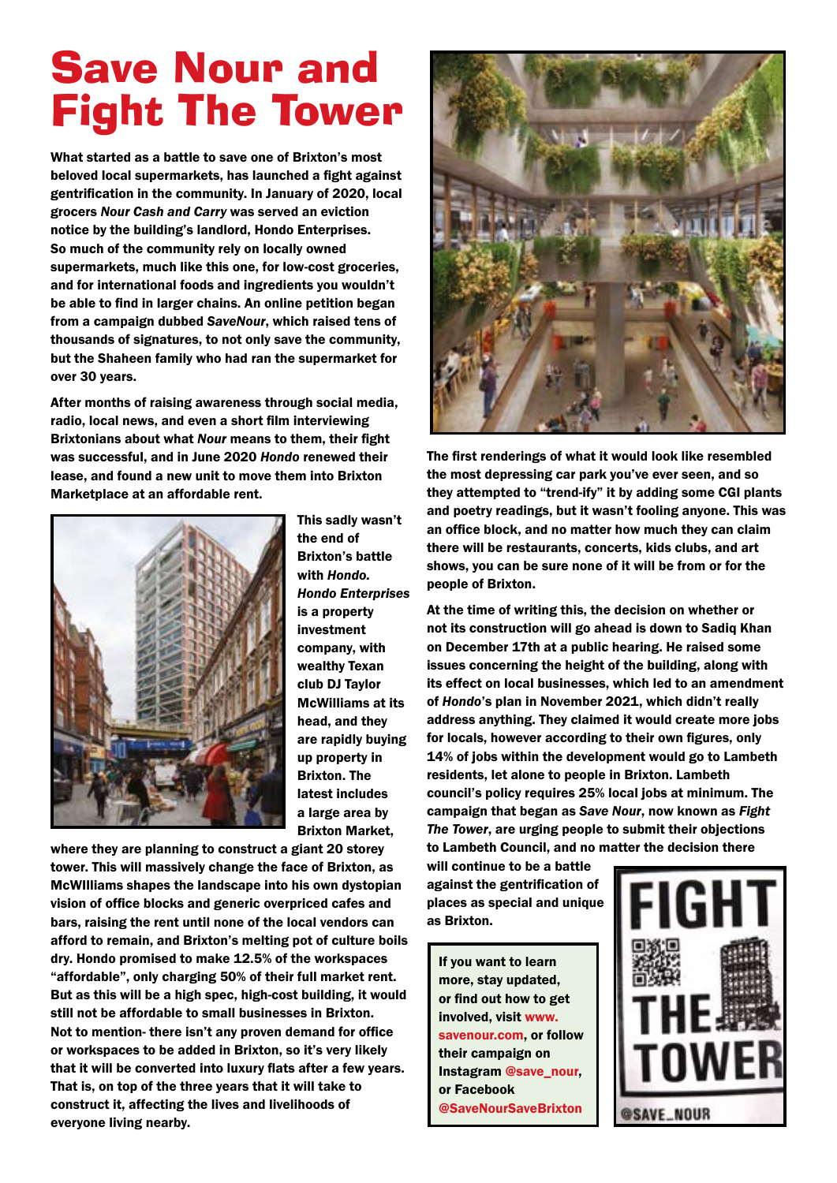# Save Nour and Fight The Tower

**What started as a battle to save one of Brixton's most beloved local supermarkets, has launched a fight against gentrification in the community. In January of 2020, local grocers *Nour Cash and Carry* was served an eviction notice by the building's landlord, Hondo Enterprises. So much of the community rely on locally owned supermarkets, much like this one, for low-cost groceries, and for international foods and ingredients you wouldn't be able to find in larger chains. An online petition began from a campaign dubbed *SaveNour*, which raised tens of thousands of signatures, to not only save the community, but the Shaheen family who had ran the supermarket for over 30 years.**

**After months of raising awareness through social media, radio, local news, and even a short film interviewing Brixtonians about what *Nour* means to them, their fight was successful, and in June 2020 *Hondo* renewed their lease, and found a new unit to move them into Brixton Marketplace at an affordable rent.**

**This sadly wasn't the end of Brixton's battle with *Hondo. Hondo Enterprises* is a property investment company, with wealthy Texan club DJ Taylor McWilliams at its head, and they are rapidly buying up property in Brixton. The latest includes a large area by Brixton Market, where they are planning to construct a giant 20 storey tower. This will massively change the face of Brixton, as McWIlliams shapes the landscape into his own dystopian vision of office blocks and generic overpriced cafes and bars, raising the rent until none of the local vendors can afford to remain, and Brixton's melting pot of culture boils dry. Hondo promised to make 12.5% of the workspaces "affordable", only charging 50% of their full market rent. But as this will be a high spec, high-cost building, it would still not be affordable to small businesses in Brixton. Not to mention- there isn't any proven demand for office or workspaces to be added in Brixton, so it's very likely that it will be converted into luxury flats after a few years. That is, on top of the three years that it will take to construct it, affecting the lives and livelihoods of everyone living nearby.**

**The first renderings of what it would look like resembled the most depressing car park you've ever seen, and so they attempted to "trend-ify" it by adding some CGI plants and poetry readings, but it wasn't fooling anyone. This was an office block, and no matter how much they can claim there will be restaurants, concerts, kids clubs, and art shows, you can be sure none of it will be from or for the people of Brixton.**

**At the time of writing this, the decision on whether or not its construction will go ahead is down to Sadiq Khan on December 17th at a public hearing. He raised some issues concerning the height of the building, along with its effect on local businesses, which led to an amendment of *Hondo*'s plan in November 2021, which didn't really address anything. They claimed it would create more jobs for locals, however according to their own figures, only 14% of jobs within the development would go to Lambeth residents, let alone to people in Brixton. Lambeth council's policy requires 25% local jobs at minimum. The campaign that began as *Save Nour*, now known as *Fight The Tower*, are urging people to submit their objections to Lambeth Council, and no matter the decision there will continue to be a battle against the gentrification of places as special and unique as Brixton.**

**If you want to learn more, stay updated, or find out how to get involved, visit www.savenour.com, or follow their campaign on Instagram @save_nour, or Facebook @SaveNourSaveBrixton**

FIGHT THE TOWER

@SAVE_NOUR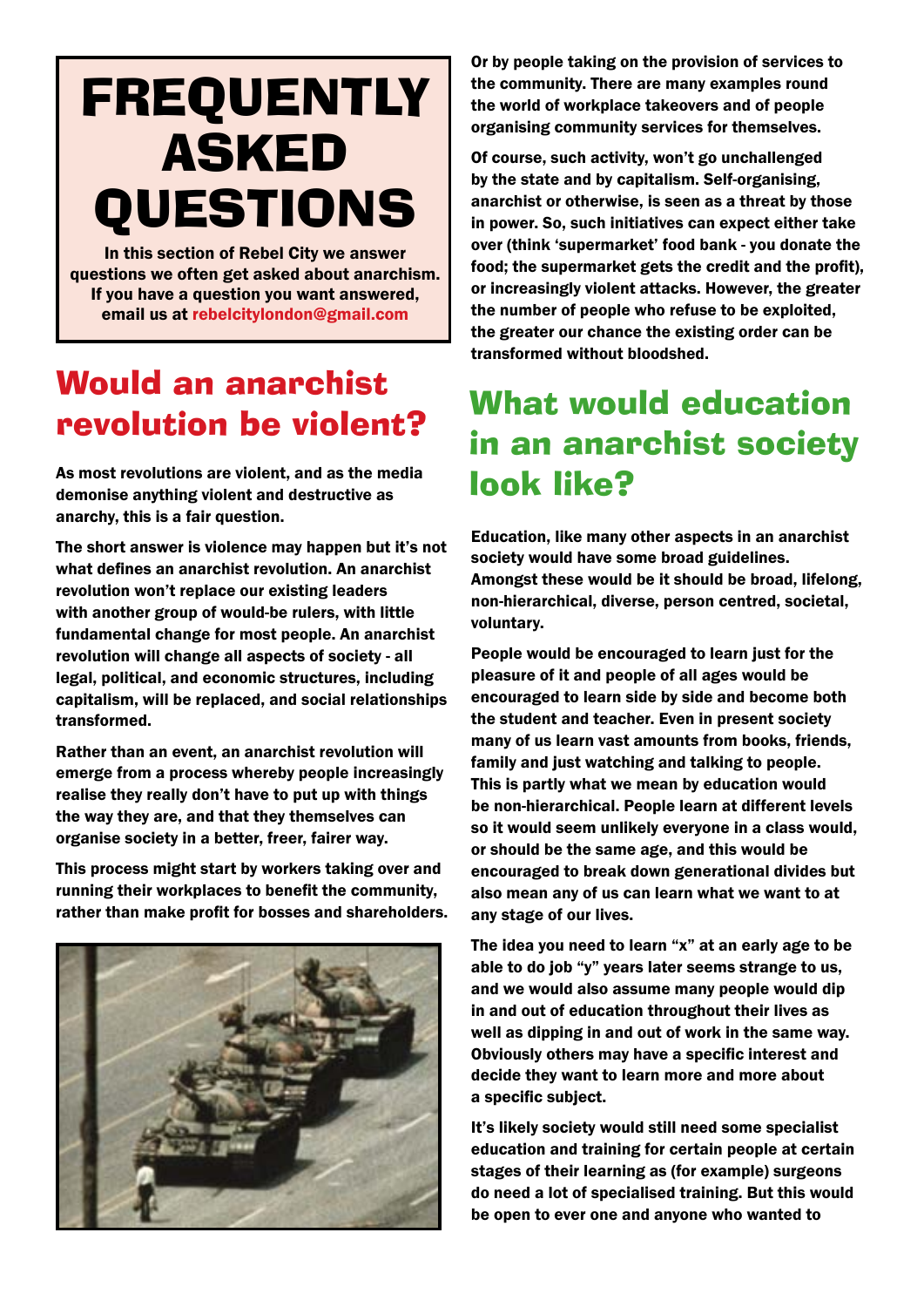# FREQUENTLY ASKED QUESTIONS

In this section of Rebel City we answer questions we often get asked about anarchism. If you have a question you want answered, email us at rebelcitylondon@gmail.com

## Would an anarchist revolution be violent?

As most revolutions are violent, and as the media demonise anything violent and destructive as anarchy, this is a fair question.

The short answer is violence may happen but it's not what defines an anarchist revolution. An anarchist revolution won't replace our existing leaders with another group of would-be rulers, with little fundamental change for most people. An anarchist revolution will change all aspects of society - all legal, political, and economic structures, including capitalism, will be replaced, and social relationships transformed.

Rather than an event, an anarchist revolution will emerge from a process whereby people increasingly realise they really don't have to put up with things the way they are, and that they themselves can organise society in a better, freer, fairer way.

This process might start by workers taking over and running their workplaces to benefit the community, rather than make profit for bosses and shareholders. Or by people taking on the provision of services to the community. There are many examples round the world of workplace takeovers and of people organising community services for themselves.

Of course, such activity, won't go unchallenged by the state and by capitalism. Self-organising, anarchist or otherwise, is seen as a threat by those in power. So, such initiatives can expect either take over (think 'supermarket' food bank - you donate the food; the supermarket gets the credit and the profit), or increasingly violent attacks. However, the greater the number of people who refuse to be exploited, the greater our chance the existing order can be transformed without bloodshed.

## What would education in an anarchist society look like?

Education, like many other aspects in an anarchist society would have some broad guidelines. Amongst these would be it should be broad, lifelong, non-hierarchical, diverse, person centred, societal, voluntary.

People would be encouraged to learn just for the pleasure of it and people of all ages would be encouraged to learn side by side and become both the student and teacher. Even in present society many of us learn vast amounts from books, friends, family and just watching and talking to people. This is partly what we mean by education would be non-hierarchical. People learn at different levels so it would seem unlikely everyone in a class would, or should be the same age, and this would be encouraged to break down generational divides but also mean any of us can learn what we want to at any stage of our lives.

The idea you need to learn "x" at an early age to be able to do job "y" years later seems strange to us, and we would also assume many people would dip in and out of education throughout their lives as well as dipping in and out of work in the same way. Obviously others may have a specific interest and decide they want to learn more and more about a specific subject.

It's likely society would still need some specialist education and training for certain people at certain stages of their learning as (for example) surgeons do need a lot of specialised training. But this would be open to ever one and anyone who wanted to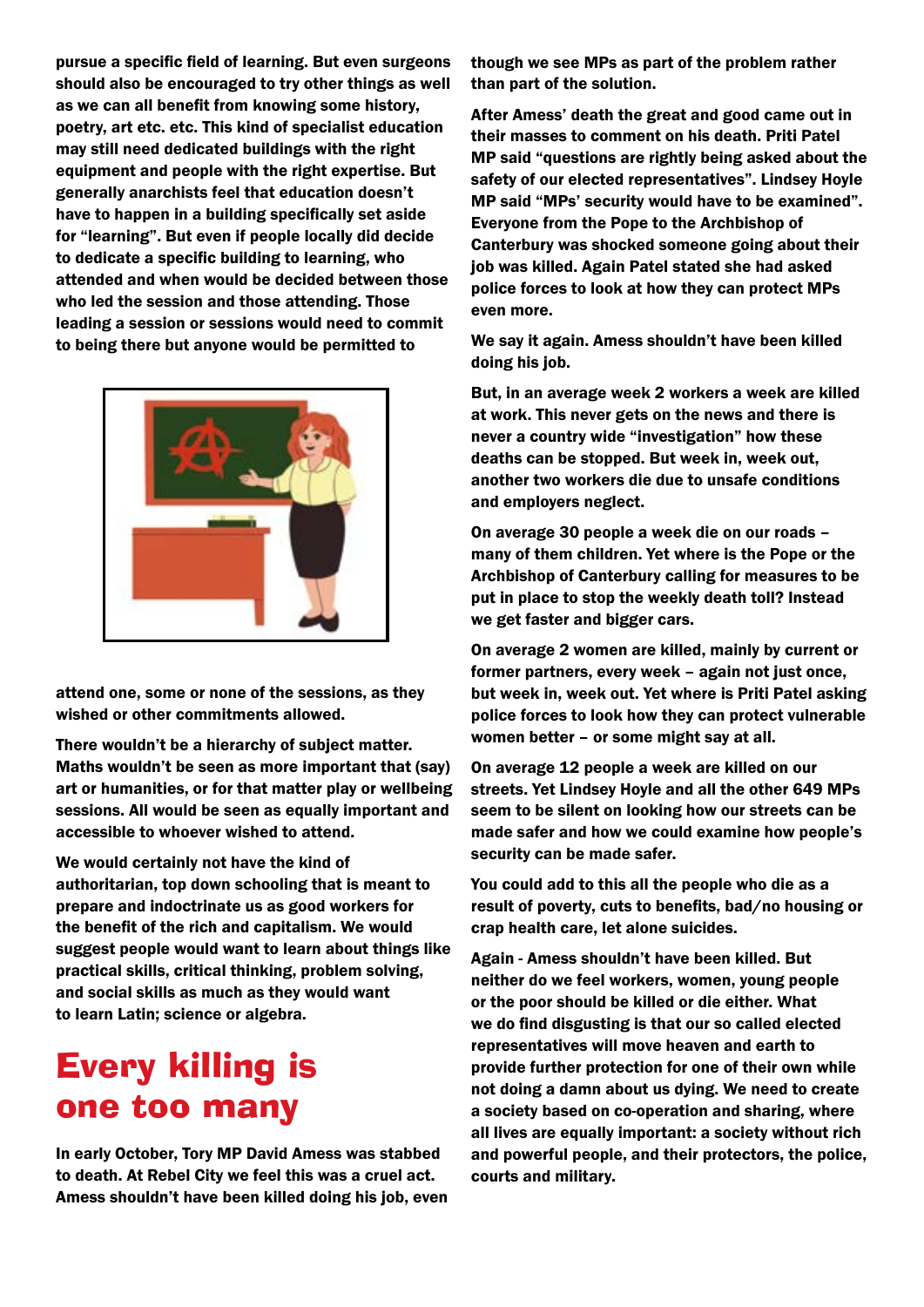pursue a specific field of learning. But even surgeons should also be encouraged to try other things as well as we can all benefit from knowing some history, poetry, art etc. etc. This kind of specialist education may still need dedicated buildings with the right equipment and people with the right expertise. But generally anarchists feel that education doesn't have to happen in a building specifically set aside for "learning". But even if people locally did decide to dedicate a specific building to learning, who attended and when would be decided between those who led the session and those attending. Those leading a session or sessions would need to commit to being there but anyone would be permitted to attend one, some or none of the sessions, as they wished or other commitments allowed.

There wouldn't be a hierarchy of subject matter. Maths wouldn't be seen as more important that (say) art or humanities, or for that matter play or wellbeing sessions. All would be seen as equally important and accessible to whoever wished to attend.

We would certainly not have the kind of authoritarian, top down schooling that is meant to prepare and indoctrinate us as good workers for the benefit of the rich and capitalism. We would suggest people would want to learn about things like practical skills, critical thinking, problem solving, and social skills as much as they would want to learn Latin; science or algebra.

# Every killing is one too many

In early October, Tory MP David Amess was stabbed to death. At Rebel City we feel this was a cruel act. Amess shouldn't have been killed doing his job, even though we see MPs as part of the problem rather than part of the solution.

After Amess' death the great and good came out in their masses to comment on his death. Priti Patel MP said "questions are rightly being asked about the safety of our elected representatives". Lindsey Hoyle MP said "MPs' security would have to be examined". Everyone from the Pope to the Archbishop of Canterbury was shocked someone going about their job was killed. Again Patel stated she had asked police forces to look at how they can protect MPs even more.

We say it again. Amess shouldn't have been killed doing his job.

But, in an average week 2 workers a week are killed at work. This never gets on the news and there is never a country wide "investigation" how these deaths can be stopped. But week in, week out, another two workers die due to unsafe conditions and employers neglect.

On average 30 people a week die on our roads – many of them children. Yet where is the Pope or the Archbishop of Canterbury calling for measures to be put in place to stop the weekly death toll? Instead we get faster and bigger cars.

On average 2 women are killed, mainly by current or former partners, every week – again not just once, but week in, week out. Yet where is Priti Patel asking police forces to look how they can protect vulnerable women better – or some might say at all.

On average 12 people a week are killed on our streets. Yet Lindsey Hoyle and all the other 649 MPs seem to be silent on looking how our streets can be made safer and how we could examine how people's security can be made safer.

You could add to this all the people who die as a result of poverty, cuts to benefits, bad/no housing or crap health care, let alone suicides.

Again - Amess shouldn't have been killed. But neither do we feel workers, women, young people or the poor should be killed or die either. What we do find disgusting is that our so called elected representatives will move heaven and earth to provide further protection for one of their own while not doing a damn about us dying. We need to create a society based on co-operation and sharing, where all lives are equally important: a society without rich and powerful people, and their protectors, the police, courts and military.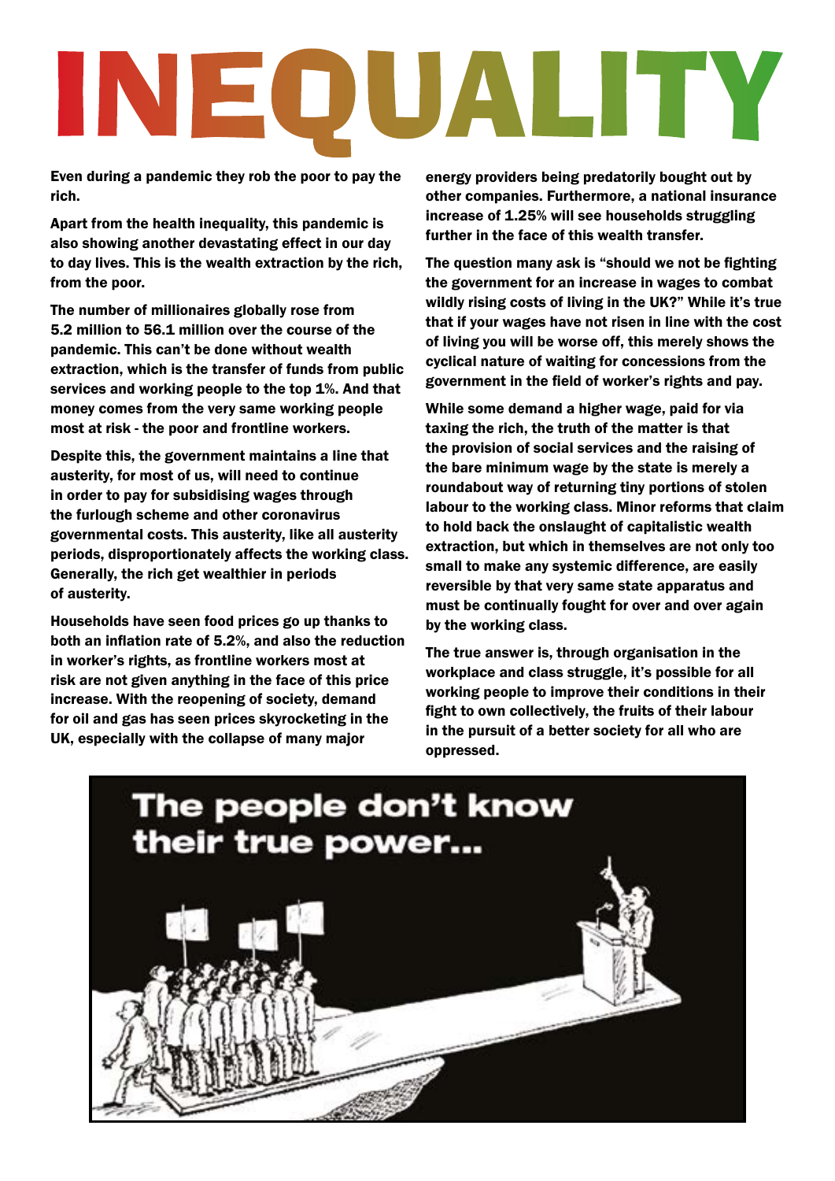# INEQUALITY

**Even during a pandemic they rob the poor to pay the rich.**

**Apart from the health inequality, this pandemic is also showing another devastating effect in our day to day lives. This is the wealth extraction by the rich, from the poor.**

**The number of millionaires globally rose from 5.2 million to 56.1 million over the course of the pandemic. This can't be done without wealth extraction, which is the transfer of funds from public services and working people to the top 1%. And that money comes from the very same working people most at risk - the poor and frontline workers.**

**Despite this, the government maintains a line that austerity, for most of us, will need to continue in order to pay for subsidising wages through the furlough scheme and other coronavirus governmental costs. This austerity, like all austerity periods, disproportionately affects the working class. Generally, the rich get wealthier in periods of austerity.**

**Households have seen food prices go up thanks to both an inflation rate of 5.2%, and also the reduction in worker's rights, as frontline workers most at risk are not given anything in the face of this price increase. With the reopening of society, demand for oil and gas has seen prices skyrocketing in the UK, especially with the collapse of many major energy providers being predatorily bought out by other companies. Furthermore, a national insurance increase of 1.25% will see households struggling further in the face of this wealth transfer.**

**The question many ask is "should we not be fighting the government for an increase in wages to combat wildly rising costs of living in the UK?" While it's true that if your wages have not risen in line with the cost of living you will be worse off, this merely shows the cyclical nature of waiting for concessions from the government in the field of worker's rights and pay.**

**While some demand a higher wage, paid for via taxing the rich, the truth of the matter is that the provision of social services and the raising of the bare minimum wage by the state is merely a roundabout way of returning tiny portions of stolen labour to the working class. Minor reforms that claim to hold back the onslaught of capitalistic wealth extraction, but which in themselves are not only too small to make any systemic difference, are easily reversible by that very same state apparatus and must be continually fought for over and over again by the working class.**

**The true answer is, through organisation in the workplace and class struggle, it's possible for all working people to improve their conditions in their fight to own collectively, the fruits of their labour in the pursuit of a better society for all who are oppressed.**

The people don't know their true power...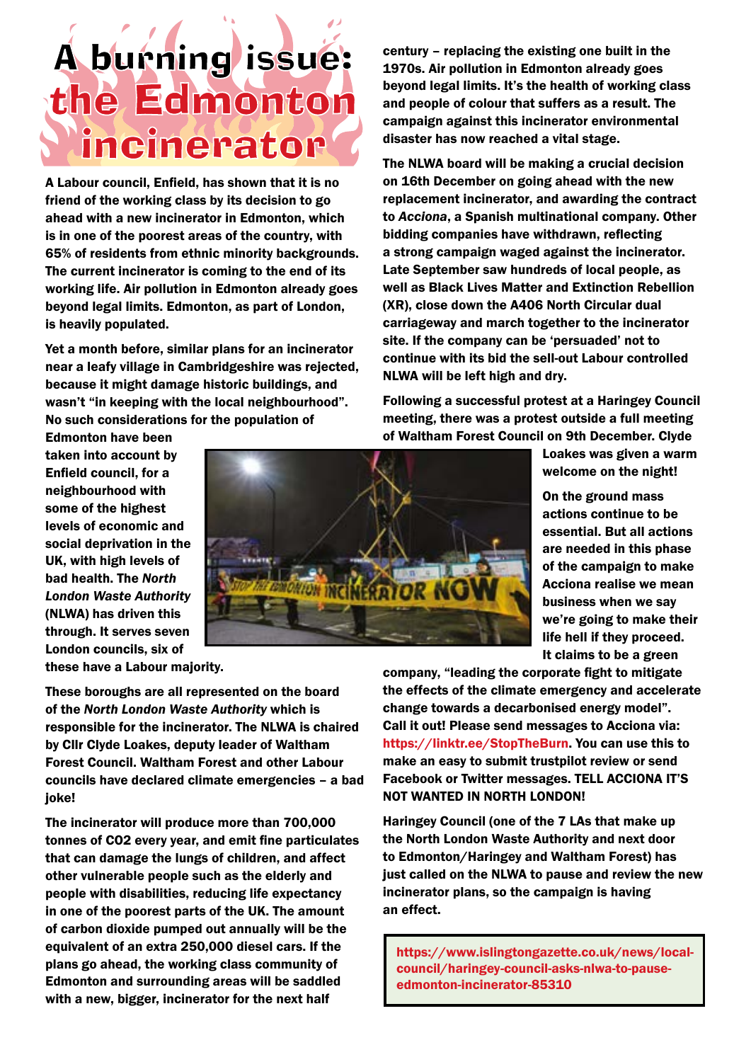# A burning issue: the Edmonton incinerator

A Labour council, Enfield, has shown that it is no friend of the working class by its decision to go ahead with a new incinerator in Edmonton, which is in one of the poorest areas of the country, with 65% of residents from ethnic minority backgrounds. The current incinerator is coming to the end of its working life. Air pollution in Edmonton already goes beyond legal limits. Edmonton, as part of London, is heavily populated.

Yet a month before, similar plans for an incinerator near a leafy village in Cambridgeshire was rejected, because it might damage historic buildings, and wasn't "in keeping with the local neighbourhood". No such considerations for the population of Edmonton have been taken into account by Enfield council, for a neighbourhood with some of the highest levels of economic and social deprivation in the UK, with high levels of bad health. The *North London Waste Authority* (NLWA) has driven this through. It serves seven London councils, six of these have a Labour majority.

These boroughs are all represented on the board of the *North London Waste Authority* which is responsible for the incinerator. The NLWA is chaired by Cllr Clyde Loakes, deputy leader of Waltham Forest Council. Waltham Forest and other Labour councils have declared climate emergencies – a bad joke!

The incinerator will produce more than 700,000 tonnes of CO2 every year, and emit fine particulates that can damage the lungs of children, and affect other vulnerable people such as the elderly and people with disabilities, reducing life expectancy in one of the poorest parts of the UK. The amount of carbon dioxide pumped out annually will be the equivalent of an extra 250,000 diesel cars. If the plans go ahead, the working class community of Edmonton and surrounding areas will be saddled with a new, bigger, incinerator for the next half century – replacing the existing one built in the 1970s. Air pollution in Edmonton already goes beyond legal limits. It's the health of working class and people of colour that suffers as a result. The campaign against this incinerator environmental disaster has now reached a vital stage.

The NLWA board will be making a crucial decision on 16th December on going ahead with the new replacement incinerator, and awarding the contract to *Acciona*, a Spanish multinational company. Other bidding companies have withdrawn, reflecting a strong campaign waged against the incinerator. Late September saw hundreds of local people, as well as Black Lives Matter and Extinction Rebellion (XR), close down the A406 North Circular dual carriageway and march together to the incinerator site. If the company can be 'persuaded' not to continue with its bid the sell-out Labour controlled NLWA will be left high and dry.

Following a successful protest at a Haringey Council meeting, there was a protest outside a full meeting of Waltham Forest Council on 9th December. Clyde Loakes was given a warm welcome on the night!

On the ground mass actions continue to be essential. But all actions are needed in this phase of the campaign to make Acciona realise we mean business when we say we're going to make their life hell if they proceed. It claims to be a green company, "leading the corporate fight to mitigate the effects of the climate emergency and accelerate change towards a decarbonised energy model". Call it out! Please send messages to Acciona via: https://linktr.ee/StopTheBurn. You can use this to make an easy to submit trustpilot review or send Facebook or Twitter messages. TELL ACCIONA IT'S NOT WANTED IN NORTH LONDON!

Haringey Council (one of the 7 LAs that make up the North London Waste Authority and next door to Edmonton/Haringey and Waltham Forest) has just called on the NLWA to pause and review the new incinerator plans, so the campaign is having an effect.

https://www.islingtongazette.co.uk/news/local-council/haringey-council-asks-nlwa-to-pause-edmonton-incinerator-85310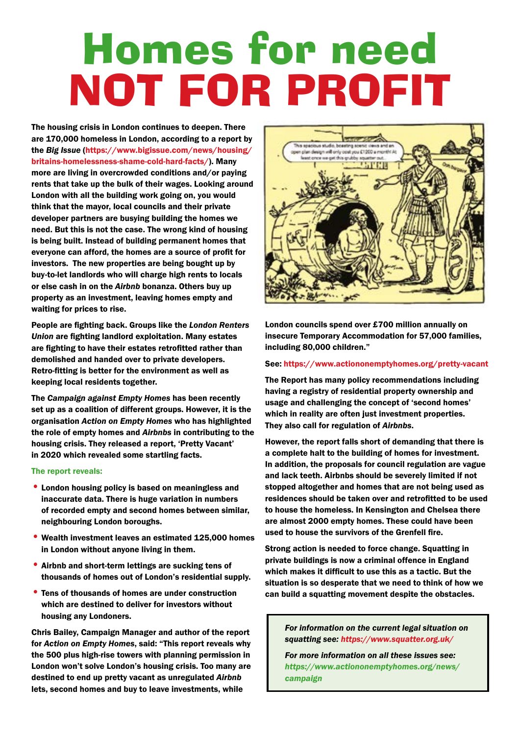# Homes for need
# NOT FOR PROFIT

**The housing crisis in London continues to deepen. There are 170,000 homeless in London, according to a report by the *Big Issue* (https://www.bigissue.com/news/housing/britains-homelessness-shame-cold-hard-facts/). Many more are living in overcrowded conditions and/or paying rents that take up the bulk of their wages. Looking around London with all the building work going on, you would think that the mayor, local councils and their private developer partners are busying building the homes we need. But this is not the case. The wrong kind of housing is being built. Instead of building permanent homes that everyone can afford, the homes are a source of profit for investors. The new properties are being bought up by buy-to-let landlords who will charge high rents to locals or else cash in on the *Airbnb* bonanza. Others buy up property as an investment, leaving homes empty and waiting for prices to rise.**

**People are fighting back. Groups like the *London Renters Union* are fighting landlord exploitation. Many estates are fighting to have their estates retrofitted rather than demolished and handed over to private developers. Retro-fitting is better for the environment as well as keeping local residents together.**

**The *Campaign against Empty Homes* has been recently set up as a coalition of different groups. However, it is the organisation *Action on Empty Homes* who has highlighted the role of empty homes and *Airbnbs* in contributing to the housing crisis. They released a report, 'Pretty Vacant' in 2020 which revealed some startling facts.**

**The report reveals:**

- **London housing policy is based on meaningless and inaccurate data. There is huge variation in numbers of recorded empty and second homes between similar, neighbouring London boroughs.**
- **Wealth investment leaves an estimated 125,000 homes in London without anyone living in them.**
- **Airbnb and short-term lettings are sucking tens of thousands of homes out of London's residential supply.**
- **Tens of thousands of homes are under construction which are destined to deliver for investors without housing any Londoners.**

**Chris Bailey, Campaign Manager and author of the report for *Action on Empty Homes*, said: "This report reveals why the 500 plus high-rise towers with planning permission in London won't solve London's housing crisis. Too many are destined to end up pretty vacant as unregulated *Airbnb* lets, second homes and buy to leave investments, while London councils spend over £700 million annually on insecure Temporary Accommodation for 57,000 families, including 80,000 children."**

**See: https://www.actiononemptyhomes.org/pretty-vacant**

**The Report has many policy recommendations including having a registry of residential property ownership and usage and challenging the concept of 'second homes' which in reality are often just investment properties. They also call for regulation of *Airbnbs*.**

**However, the report falls short of demanding that there is a complete halt to the building of homes for investment. In addition, the proposals for council regulation are vague and lack teeth. Airbnbs should be severely limited if not stopped altogether and homes that are not being used as residences should be taken over and retrofitted to be used to house the homeless. In Kensington and Chelsea there are almost 2000 empty homes. These could have been used to house the survivors of the Grenfell fire.**

**Strong action is needed to force change. Squatting in private buildings is now a criminal offence in England which makes it difficult to use this as a tactic. But the situation is so desperate that we need to think of how we can build a squatting movement despite the obstacles.**

> ***For information on the current legal situation on squatting see: https://www.squatter.org.uk/***
>
> ***For more information on all these issues see: https://www.actiononemptyhomes.org/news/campaign***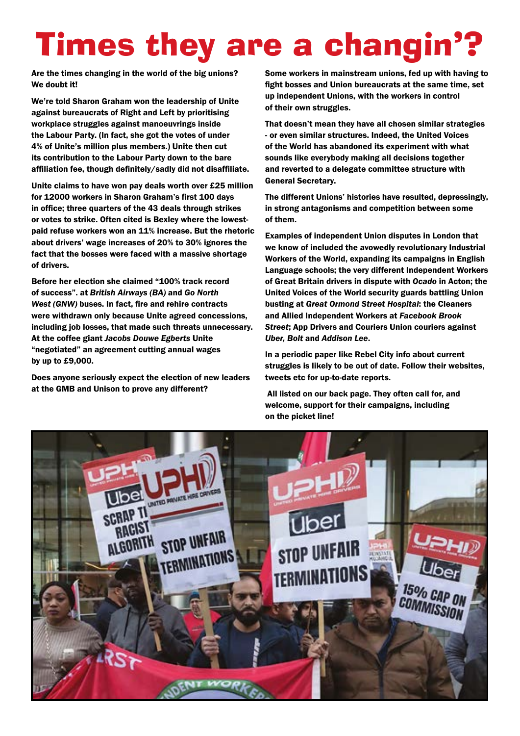# Times they are a changin'?

**Are the times changing in the world of the big unions? We doubt it!**

**We're told Sharon Graham won the leadership of Unite against bureaucrats of Right and Left by prioritising workplace struggles against manoeuvrings inside the Labour Party. (In fact, she got the votes of under 4% of Unite's million plus members.) Unite then cut its contribution to the Labour Party down to the bare affiliation fee, though definitely/sadly did not disaffiliate.**

**Unite claims to have won pay deals worth over £25 million for 12000 workers in Sharon Graham's first 100 days in office; three quarters of the 43 deals through strikes or votes to strike. Often cited is Bexley where the lowest-paid refuse workers won an 11% increase. But the rhetoric about drivers' wage increases of 20% to 30% ignores the fact that the bosses were faced with a massive shortage of drivers.**

**Before her election she claimed "100% track record of success". at *British Airways (BA)* and *Go North West (GNW)* buses. In fact, fire and rehire contracts were withdrawn only because Unite agreed concessions, including job losses, that made such threats unnecessary. At the coffee giant *Jacobs Douwe Egberts* Unite "negotiated" an agreement cutting annual wages by up to £9,000.**

**Does anyone seriously expect the election of new leaders at the GMB and Unison to prove any different?**

**Some workers in mainstream unions, fed up with having to fight bosses and Union bureaucrats at the same time, set up independent Unions, with the workers in control of their own struggles.**

**That doesn't mean they have all chosen similar strategies - or even similar structures. Indeed, the United Voices of the World has abandoned its experiment with what sounds like everybody making all decisions together and reverted to a delegate committee structure with General Secretary.**

**The different Unions' histories have resulted, depressingly, in strong antagonisms and competition between some of them.**

**Examples of independent Union disputes in London that we know of included the avowedly revolutionary Industrial Workers of the World, expanding its campaigns in English Language schools; the very different Independent Workers of Great Britain drivers in dispute with *Ocado* in Acton; the United Voices of the World security guards battling Union busting at *Great Ormond Street Hospital*: the Cleaners and Allied Independent Workers at *Facebook Brook Street*; App Drivers and Couriers Union couriers against *Uber, Bolt* and *Addison Lee*.**

**In a periodic paper like Rebel City info about current struggles is likely to be out of date. Follow their websites, tweets etc for up-to-date reports.**

**All listed on our back page. They often call for, and welcome, support for their campaigns, including on the picket line!**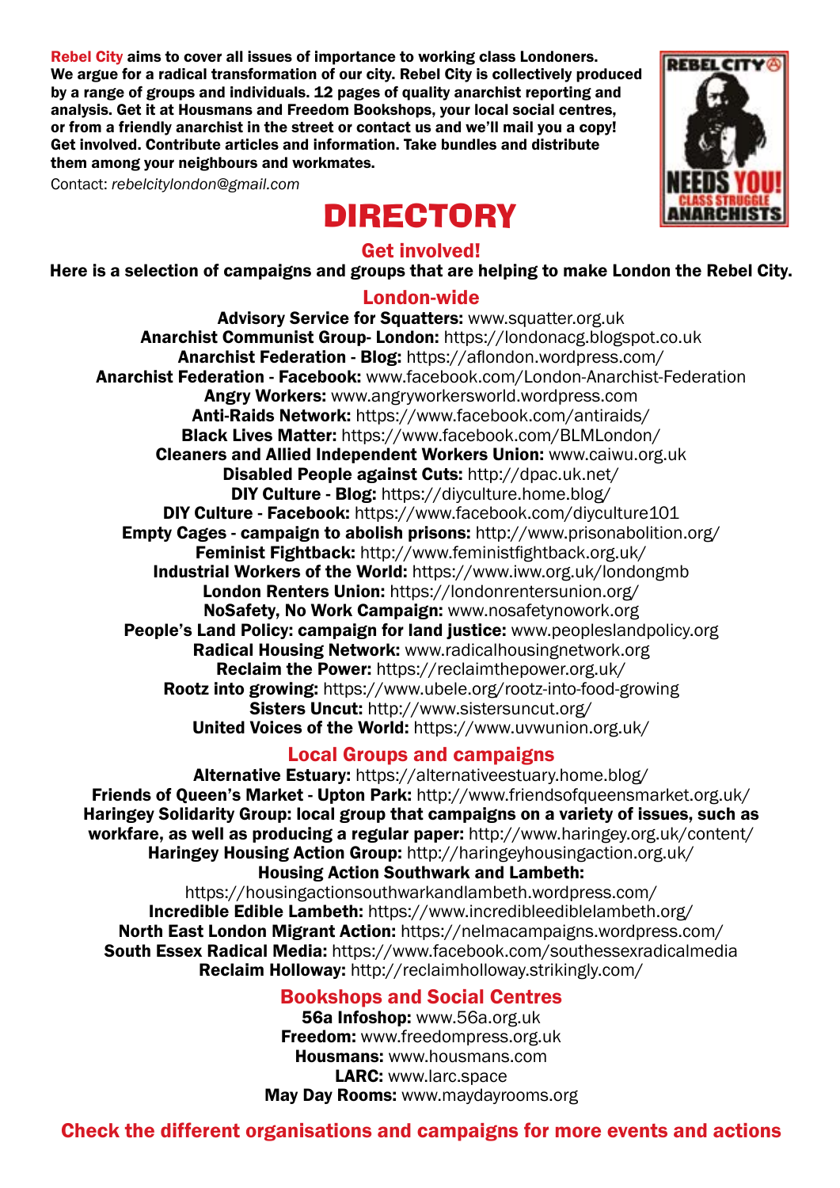**Rebel City** aims to cover all issues of importance to working class Londoners. We argue for a radical transformation of our city. Rebel City is collectively produced by a range of groups and individuals. 12 pages of quality anarchist reporting and analysis. Get it at Housmans and Freedom Bookshops, your local social centres, or from a friendly anarchist in the street or contact us and we'll mail you a copy! Get involved. Contribute articles and information. Take bundles and distribute them among your neighbours and workmates.

Contact: *rebelcitylondon@gmail.com*

# DIRECTORY

## Get involved!

**Here is a selection of campaigns and groups that are helping to make London the Rebel City.**

### London-wide

**Advisory Service for Squatters:** www.squatter.org.uk
**Anarchist Communist Group- London:** https://londonacg.blogspot.co.uk
**Anarchist Federation - Blog:** https://aflondon.wordpress.com/
**Anarchist Federation - Facebook:** www.facebook.com/London-Anarchist-Federation
**Angry Workers:** www.angryworkersworld.wordpress.com
**Anti-Raids Network:** https://www.facebook.com/antiraids/
**Black Lives Matter:** https://www.facebook.com/BLMLondon/
**Cleaners and Allied Independent Workers Union:** www.caiwu.org.uk
**Disabled People against Cuts:** http://dpac.uk.net/
**DIY Culture - Blog:** https://diyculture.home.blog/
**DIY Culture - Facebook:** https://www.facebook.com/diyculture101
**Empty Cages - campaign to abolish prisons:** http://www.prisonabolition.org/
**Feminist Fightback:** http://www.feministfightback.org.uk/
**Industrial Workers of the World:** https://www.iww.org.uk/londongmb
**London Renters Union:** https://londonrentersunion.org/
**NoSafety, No Work Campaign:** www.nosafetynowork.org
**People's Land Policy: campaign for land justice:** www.peopleslandpolicy.org
**Radical Housing Network:** www.radicalhousingnetwork.org
**Reclaim the Power:** https://reclaimthepower.org.uk/
**Rootz into growing:** https://www.ubele.org/rootz-into-food-growing
**Sisters Uncut:** http://www.sistersuncut.org/
**United Voices of the World:** https://www.uvwunion.org.uk/

### Local Groups and campaigns

**Alternative Estuary:** https://alternativeestuary.home.blog/
**Friends of Queen's Market - Upton Park:** http://www.friendsofqueensmarket.org.uk/
**Haringey Solidarity Group: local group that campaigns on a variety of issues, such as workfare, as well as producing a regular paper:** http://www.haringey.org.uk/content/
**Haringey Housing Action Group:** http://haringeyhousingaction.org.uk/
**Housing Action Southwark and Lambeth:** https://housingactionsouthwarkandlambeth.wordpress.com/
**Incredible Edible Lambeth:** https://www.incredibleediblelambeth.org/
**North East London Migrant Action:** https://nelmacampaigns.wordpress.com/
**South Essex Radical Media:** https://www.facebook.com/southessexradicalmedia
**Reclaim Holloway:** http://reclaimholloway.strikingly.com/

### Bookshops and Social Centres

**56a Infoshop:** www.56a.org.uk
**Freedom:** www.freedompress.org.uk
**Housmans:** www.housmans.com
**LARC:** www.larc.space
**May Day Rooms:** www.maydayrooms.org

**Check the different organisations and campaigns for more events and actions**